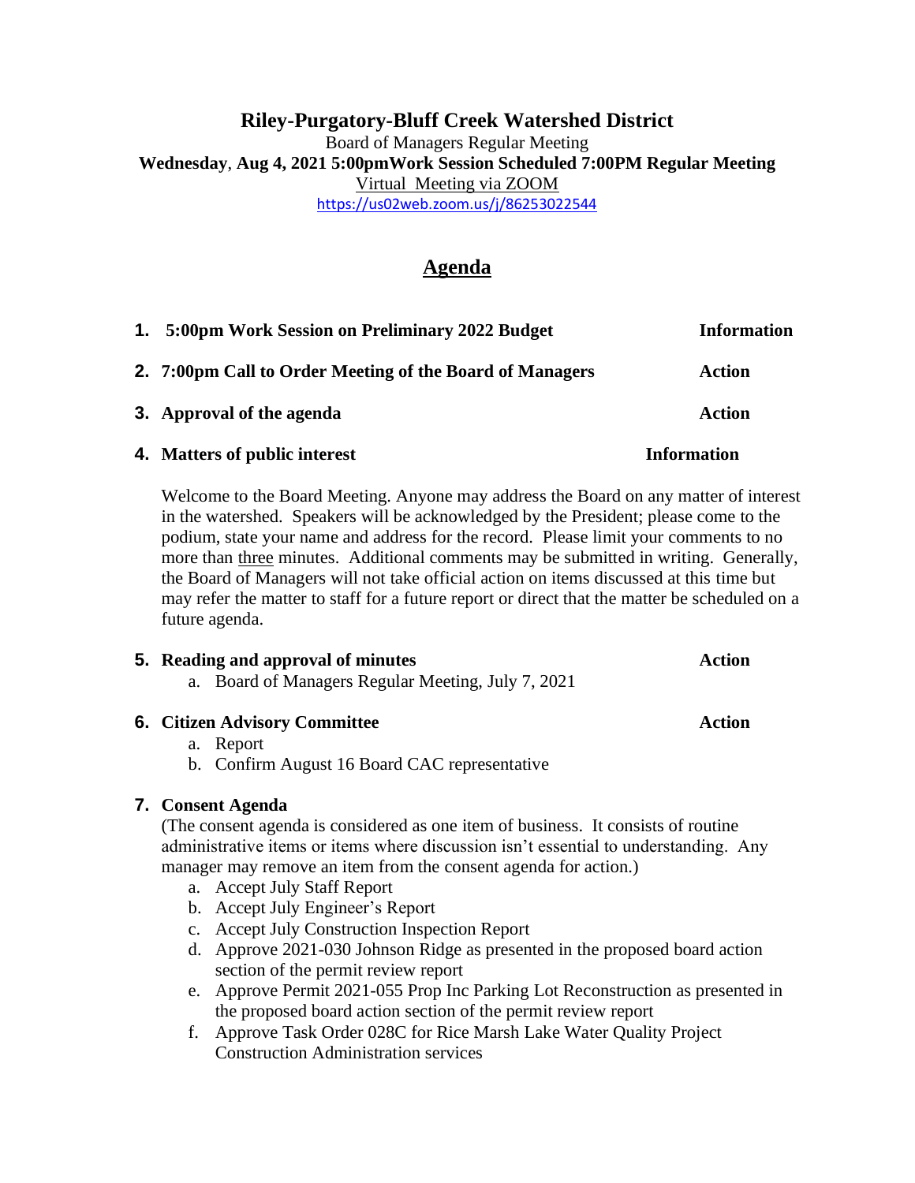# Riley-Purgatory-Bluff Creek Watershed District

Board of Managers Regular Meeting

**Wednesday**, **Aug 4, 2021 5:00pmWork Session Scheduled 7:00PM Regular Meeting**

Virtual Meeting via ZOOM

https://us02web.zoom.us/j/86253022544

## Agenda

| | | |
|---|---|---|
| **1.** | **5:00pm Work Session on Preliminary 2022 Budget** | **Information** |
| **2.** | **7:00pm Call to Order Meeting of the Board of Managers** | **Action** |
| **3.** | **Approval of the agenda** | **Action** |
| **4.** | **Matters of public interest** | **Information** |

Welcome to the Board Meeting. Anyone may address the Board on any matter of interest in the watershed. Speakers will be acknowledged by the President; please come to the podium, state your name and address for the record. Please limit your comments to no more than three minutes. Additional comments may be submitted in writing. Generally, the Board of Managers will not take official action on items discussed at this time but may refer the matter to staff for a future report or direct that the matter be scheduled on a future agenda.

**5. Reading and approval of minutes** — **Action**

a. Board of Managers Regular Meeting, July 7, 2021

**6. Citizen Advisory Committee** — **Action**

a. Report
b. Confirm August 16 Board CAC representative

**7. Consent Agenda**

(The consent agenda is considered as one item of business. It consists of routine administrative items or items where discussion isn't essential to understanding. Any manager may remove an item from the consent agenda for action.)

a. Accept July Staff Report
b. Accept July Engineer's Report
c. Accept July Construction Inspection Report
d. Approve 2021-030 Johnson Ridge as presented in the proposed board action section of the permit review report
e. Approve Permit 2021-055 Prop Inc Parking Lot Reconstruction as presented in the proposed board action section of the permit review report
f. Approve Task Order 028C for Rice Marsh Lake Water Quality Project Construction Administration services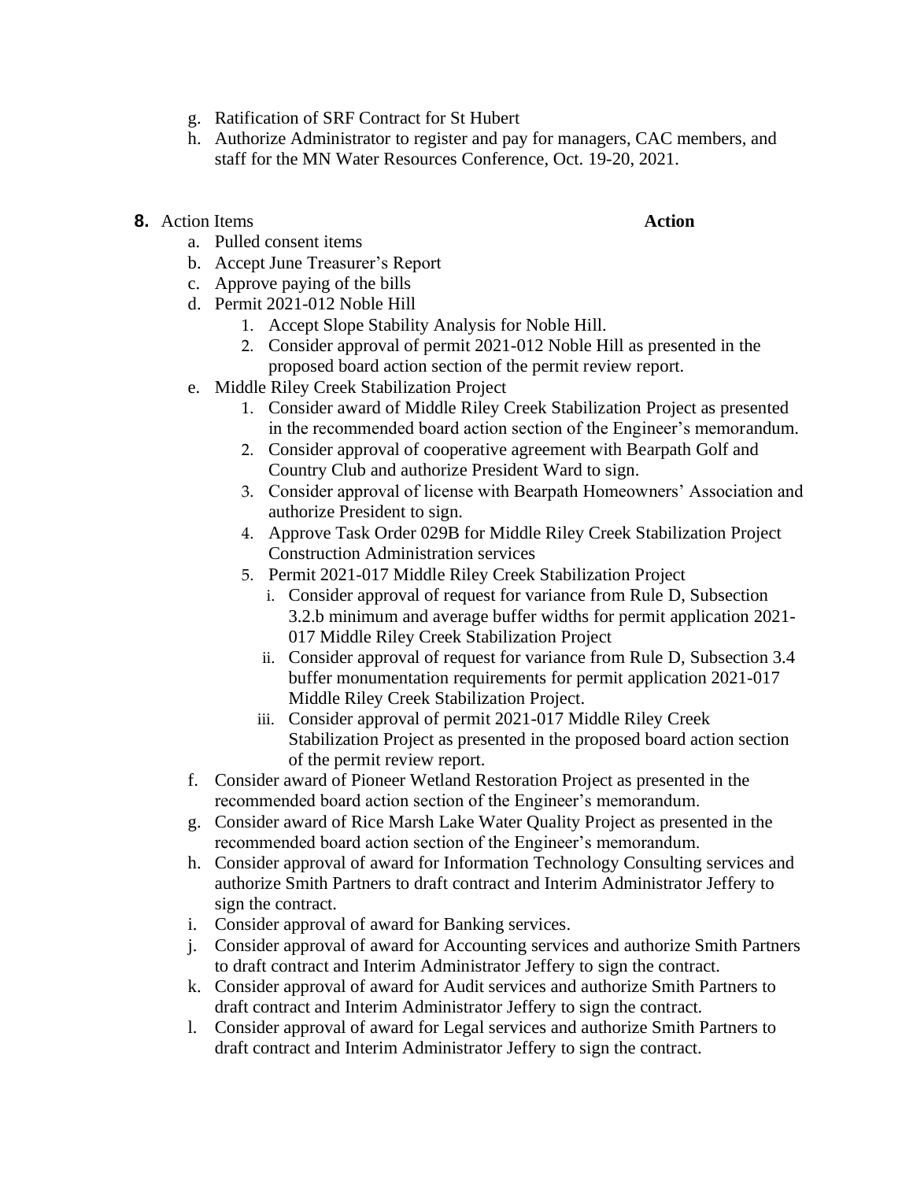g. Ratification of SRF Contract for St Hubert
h. Authorize Administrator to register and pay for managers, CAC members, and staff for the MN Water Resources Conference, Oct. 19-20, 2021.

**8.** Action Items **Action**

a. Pulled consent items
b. Accept June Treasurer's Report
c. Approve paying of the bills
d. Permit 2021-012 Noble Hill
   1. Accept Slope Stability Analysis for Noble Hill.
   2. Consider approval of permit 2021-012 Noble Hill as presented in the proposed board action section of the permit review report.
e. Middle Riley Creek Stabilization Project
   1. Consider award of Middle Riley Creek Stabilization Project as presented in the recommended board action section of the Engineer's memorandum.
   2. Consider approval of cooperative agreement with Bearpath Golf and Country Club and authorize President Ward to sign.
   3. Consider approval of license with Bearpath Homeowners' Association and authorize President to sign.
   4. Approve Task Order 029B for Middle Riley Creek Stabilization Project Construction Administration services
   5. Permit 2021-017 Middle Riley Creek Stabilization Project
      i. Consider approval of request for variance from Rule D, Subsection 3.2.b minimum and average buffer widths for permit application 2021-017 Middle Riley Creek Stabilization Project
      ii. Consider approval of request for variance from Rule D, Subsection 3.4 buffer monumentation requirements for permit application 2021-017 Middle Riley Creek Stabilization Project.
      iii. Consider approval of permit 2021-017 Middle Riley Creek Stabilization Project as presented in the proposed board action section of the permit review report.
f. Consider award of Pioneer Wetland Restoration Project as presented in the recommended board action section of the Engineer's memorandum.
g. Consider award of Rice Marsh Lake Water Quality Project as presented in the recommended board action section of the Engineer's memorandum.
h. Consider approval of award for Information Technology Consulting services and authorize Smith Partners to draft contract and Interim Administrator Jeffery to sign the contract.
i. Consider approval of award for Banking services.
j. Consider approval of award for Accounting services and authorize Smith Partners to draft contract and Interim Administrator Jeffery to sign the contract.
k. Consider approval of award for Audit services and authorize Smith Partners to draft contract and Interim Administrator Jeffery to sign the contract.
l. Consider approval of award for Legal services and authorize Smith Partners to draft contract and Interim Administrator Jeffery to sign the contract.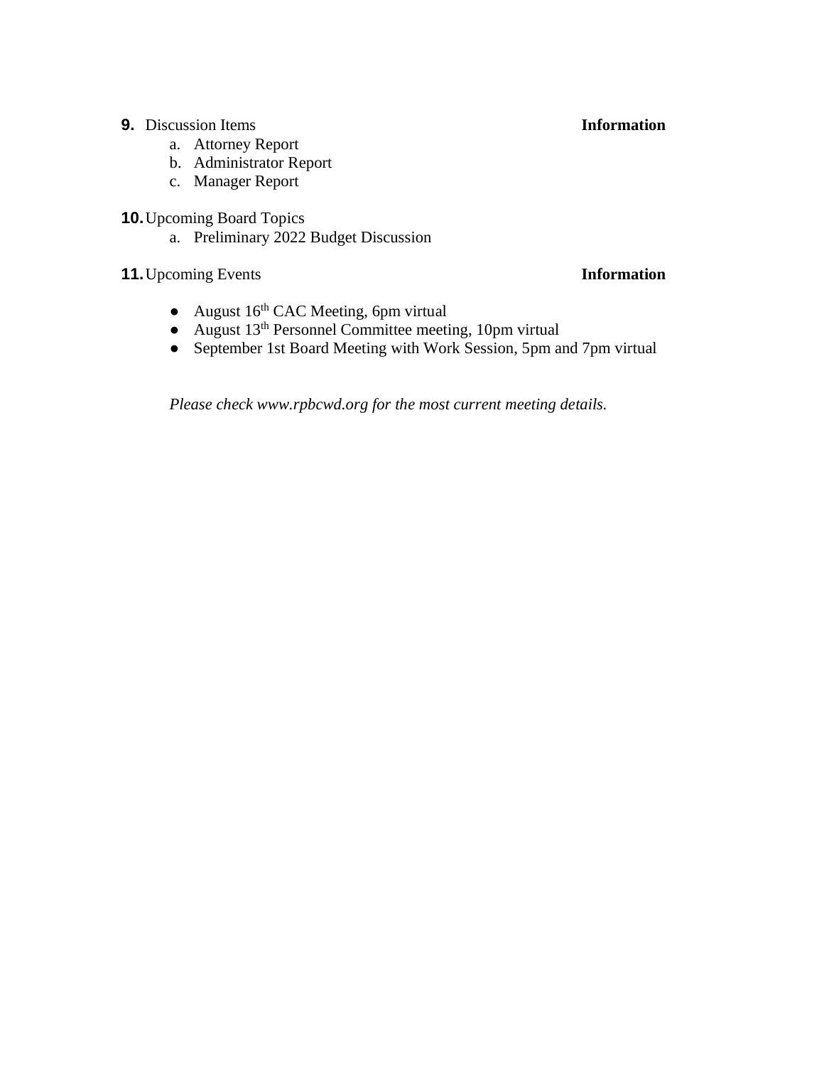**9.** Discussion Items **Information**

a. Attorney Report
b. Administrator Report
c. Manager Report

**10.** Upcoming Board Topics

a. Preliminary 2022 Budget Discussion

**11.** Upcoming Events **Information**

- August 16th CAC Meeting, 6pm virtual
- August 13th Personnel Committee meeting, 10pm virtual
- September 1st Board Meeting with Work Session, 5pm and 7pm virtual

*Please check www.rpbcwd.org for the most current meeting details.*